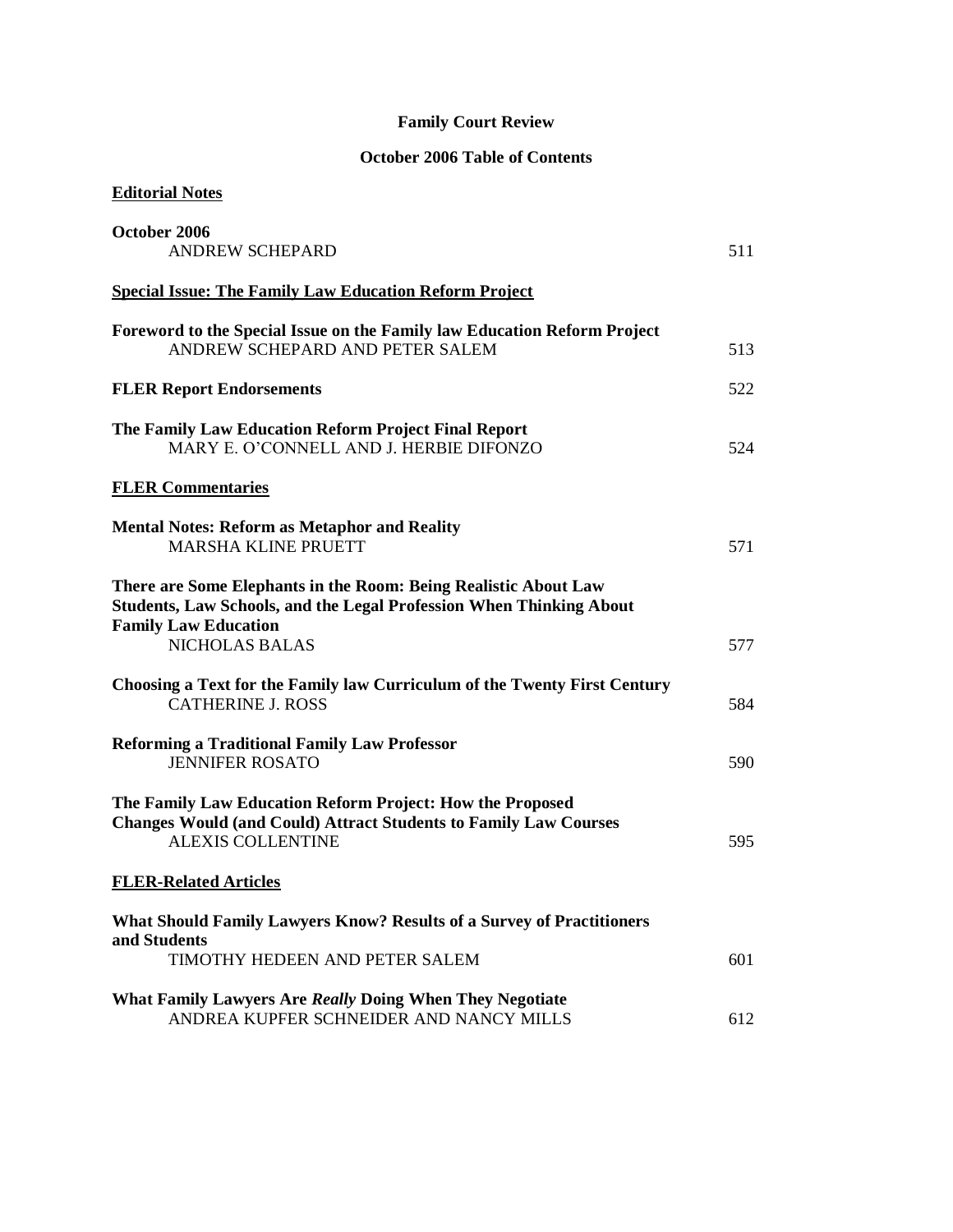# Family Court Review

## October 2006 Table of Contents

**Editorial Notes**

**October 2006**
ANDREW SCHEPARD 511

**Special Issue: The Family Law Education Reform Project**

**Foreword to the Special Issue on the Family law Education Reform Project**
ANDREW SCHEPARD AND PETER SALEM 513

**FLER Report Endorsements** 522

**The Family Law Education Reform Project Final Report**
MARY E. O'CONNELL AND J. HERBIE DIFONZO 524

**FLER Commentaries**

**Mental Notes: Reform as Metaphor and Reality**
MARSHA KLINE PRUETT 571

**There are Some Elephants in the Room: Being Realistic About Law Students, Law Schools, and the Legal Profession When Thinking About Family Law Education**
NICHOLAS BALAS 577

**Choosing a Text for the Family law Curriculum of the Twenty First Century**
CATHERINE J. ROSS 584

**Reforming a Traditional Family Law Professor**
JENNIFER ROSATO 590

**The Family Law Education Reform Project: How the Proposed Changes Would (and Could) Attract Students to Family Law Courses**
ALEXIS COLLENTINE 595

**FLER-Related Articles**

**What Should Family Lawyers Know? Results of a Survey of Practitioners and Students**
TIMOTHY HEDEEN AND PETER SALEM 601

**What Family Lawyers Are *Really* Doing When They Negotiate**
ANDREA KUPFER SCHNEIDER AND NANCY MILLS 612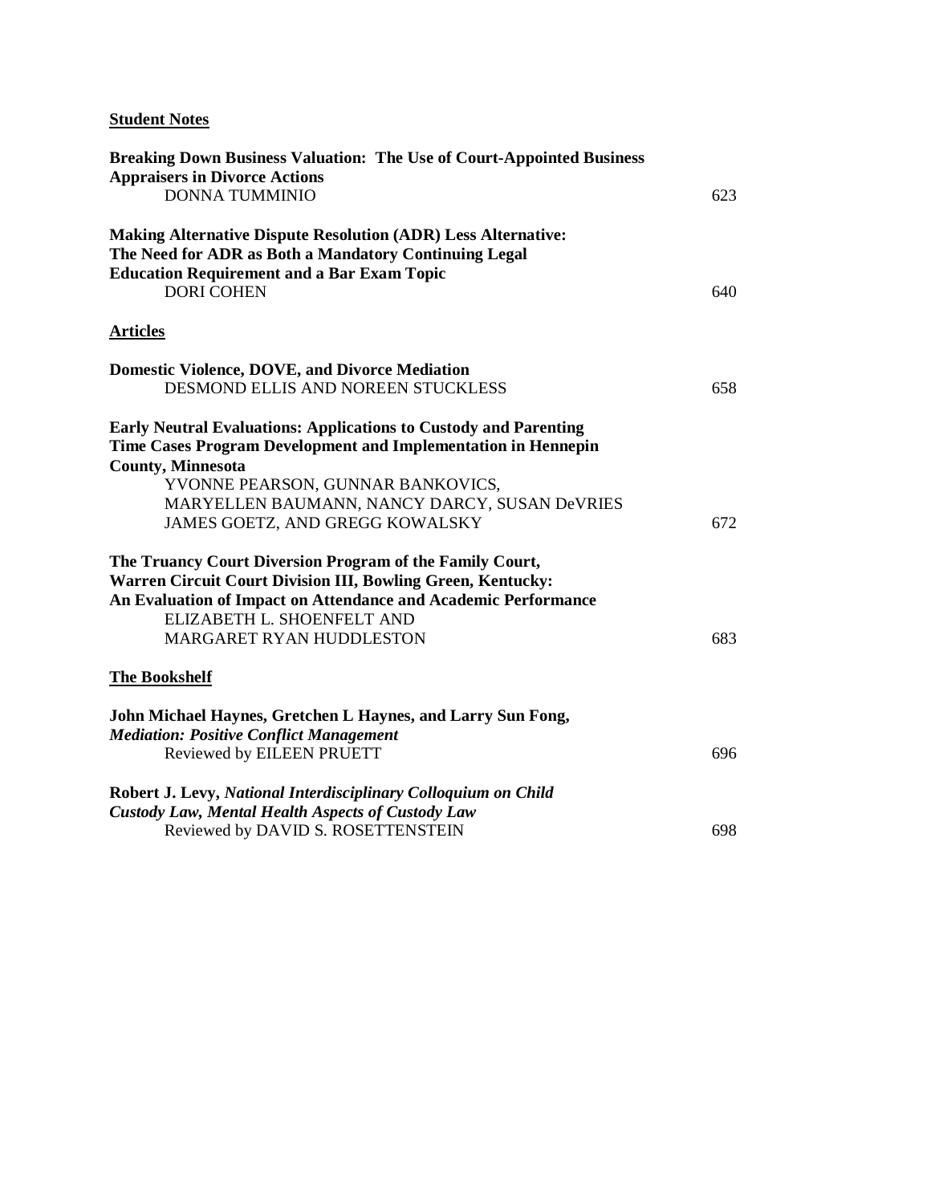**Student Notes**

**Breaking Down Business Valuation: The Use of Court-Appointed Business Appraisers in Divorce Actions**
DONNA TUMMINIO — 623

**Making Alternative Dispute Resolution (ADR) Less Alternative: The Need for ADR as Both a Mandatory Continuing Legal Education Requirement and a Bar Exam Topic**
DORI COHEN — 640

**Articles**

**Domestic Violence, DOVE, and Divorce Mediation**
DESMOND ELLIS AND NOREEN STUCKLESS — 658

**Early Neutral Evaluations: Applications to Custody and Parenting Time Cases Program Development and Implementation in Hennepin County, Minnesota**
YVONNE PEARSON, GUNNAR BANKOVICS, MARYELLEN BAUMANN, NANCY DARCY, SUSAN DeVRIES JAMES GOETZ, AND GREGG KOWALSKY — 672

**The Truancy Court Diversion Program of the Family Court, Warren Circuit Court Division III, Bowling Green, Kentucky: An Evaluation of Impact on Attendance and Academic Performance**
ELIZABETH L. SHOENFELT AND MARGARET RYAN HUDDLESTON — 683

**The Bookshelf**

**John Michael Haynes, Gretchen L Haynes, and Larry Sun Fong, *Mediation: Positive Conflict Management***
Reviewed by EILEEN PRUETT — 696

**Robert J. Levy, *National Interdisciplinary Colloquium on Child Custody Law, Mental Health Aspects of Custody Law***
Reviewed by DAVID S. ROSETTENSTEIN — 698